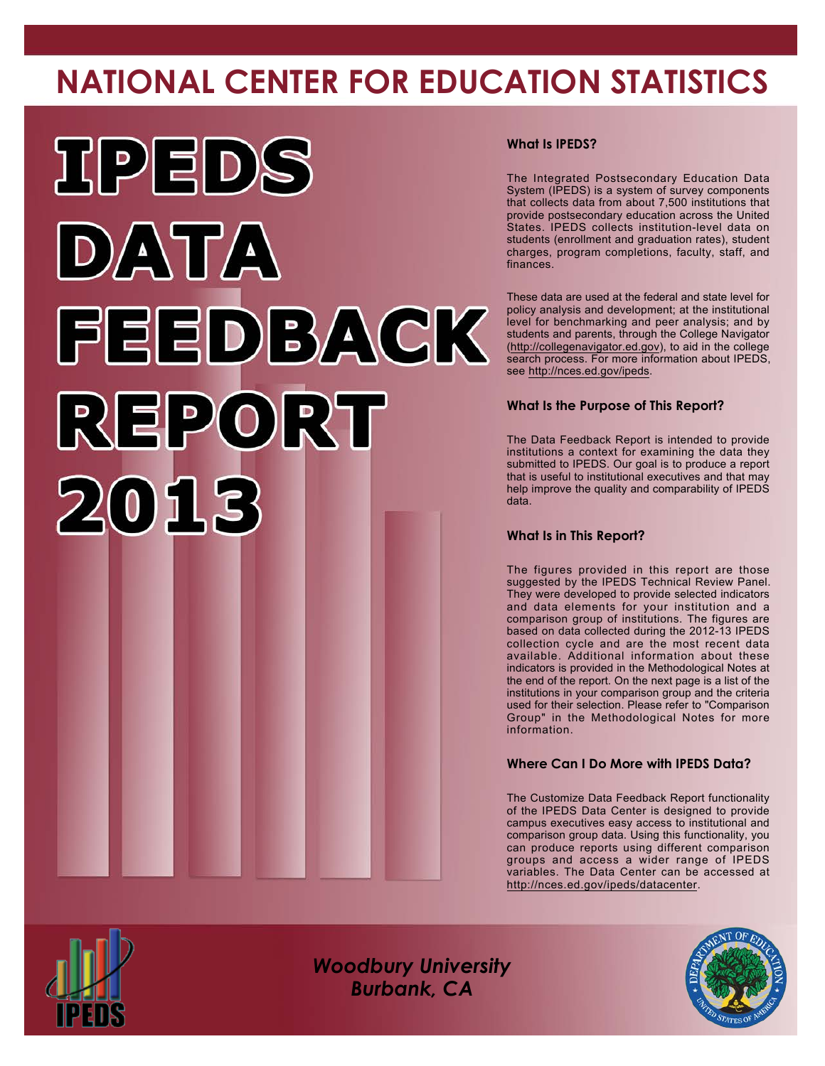# NATIONAL CENTER FOR EDUCATION STATISTICS

# IPEDS DATA FEEDBACK REPORT 2013

### What Is IPEDS?

The Integrated Postsecondary Education Data System (IPEDS) is a system of survey components that collects data from about 7,500 institutions that provide postsecondary education across the United States. IPEDS collects institution-level data on students (enrollment and graduation rates), student charges, program completions, faculty, staff, and finances.

These data are used at the federal and state level for policy analysis and development; at the institutional level for benchmarking and peer analysis; and by students and parents, through the College Navigator (http://collegenavigator.ed.gov), to aid in the college search process. For more information about IPEDS, see http://nces.ed.gov/ipeds.

### What Is the Purpose of This Report?

The Data Feedback Report is intended to provide institutions a context for examining the data they submitted to IPEDS. Our goal is to produce a report that is useful to institutional executives and that may help improve the quality and comparability of IPEDS data.

### What Is in This Report?

The figures provided in this report are those suggested by the IPEDS Technical Review Panel. They were developed to provide selected indicators and data elements for your institution and a comparison group of institutions. The figures are based on data collected during the 2012-13 IPEDS collection cycle and are the most recent data available. Additional information about these indicators is provided in the Methodological Notes at the end of the report. On the next page is a list of the institutions in your comparison group and the criteria used for their selection. Please refer to "Comparison Group" in the Methodological Notes for more information.

### Where Can I Do More with IPEDS Data?

The Customize Data Feedback Report functionality of the IPEDS Data Center is designed to provide campus executives easy access to institutional and comparison group data. Using this functionality, you can produce reports using different comparison groups and access a wider range of IPEDS variables. The Data Center can be accessed at http://nces.ed.gov/ipeds/datacenter.

*Woodbury University*
*Burbank, CA*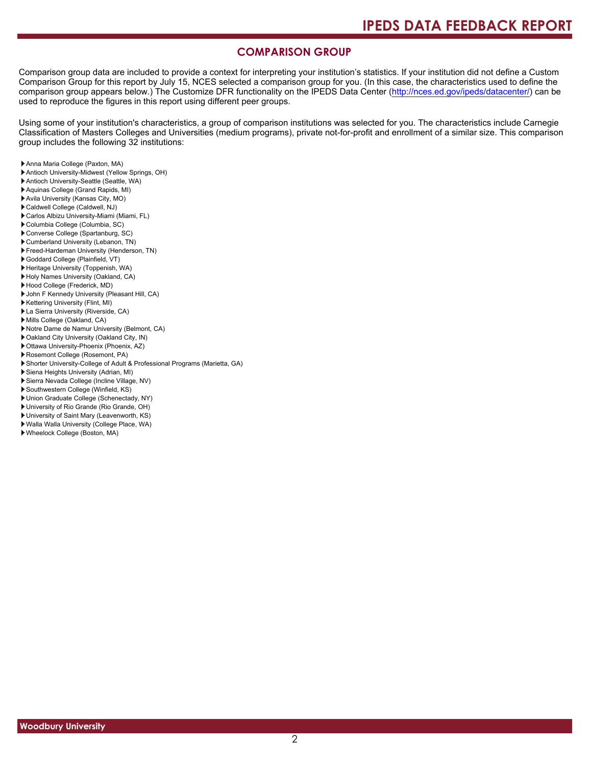## COMPARISON GROUP

Comparison group data are included to provide a context for interpreting your institution's statistics. If your institution did not define a Custom Comparison Group for this report by July 15, NCES selected a comparison group for you. (In this case, the characteristics used to define the comparison group appears below.) The Customize DFR functionality on the IPEDS Data Center (http://nces.ed.gov/ipeds/datacenter/) can be used to reproduce the figures in this report using different peer groups.

Using some of your institution's characteristics, a group of comparison institutions was selected for you. The characteristics include Carnegie Classification of Masters Colleges and Universities (medium programs), private not-for-profit and enrollment of a similar size. This comparison group includes the following 32 institutions:

- Anna Maria College (Paxton, MA)
- Antioch University-Midwest (Yellow Springs, OH)
- Antioch University-Seattle (Seattle, WA)
- Aquinas College (Grand Rapids, MI)
- Avila University (Kansas City, MO)
- Caldwell College (Caldwell, NJ)
- Carlos Albizu University-Miami (Miami, FL)
- Columbia College (Columbia, SC)
- Converse College (Spartanburg, SC)
- Cumberland University (Lebanon, TN)
- Freed-Hardeman University (Henderson, TN)
- Goddard College (Plainfield, VT)
- Heritage University (Toppenish, WA)
- Holy Names University (Oakland, CA)
- Hood College (Frederick, MD)
- John F Kennedy University (Pleasant Hill, CA)
- Kettering University (Flint, MI)
- La Sierra University (Riverside, CA)
- Mills College (Oakland, CA)
- Notre Dame de Namur University (Belmont, CA)
- Oakland City University (Oakland City, IN)
- Ottawa University-Phoenix (Phoenix, AZ)
- Rosemont College (Rosemont, PA)
- Shorter University-College of Adult & Professional Programs (Marietta, GA)
- Siena Heights University (Adrian, MI)
- Sierra Nevada College (Incline Village, NV)
- Southwestern College (Winfield, KS)
- Union Graduate College (Schenectady, NY)
- University of Rio Grande (Rio Grande, OH)
- University of Saint Mary (Leavenworth, KS)
- Walla Walla University (College Place, WA)
- Wheelock College (Boston, MA)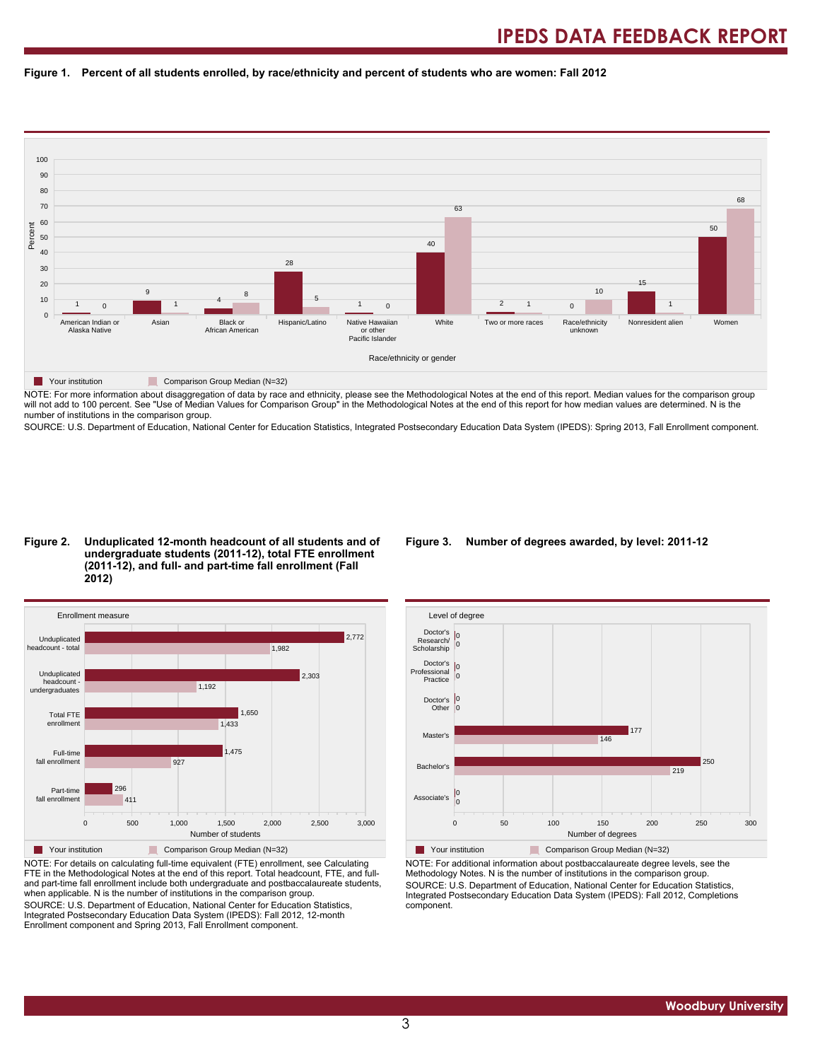**Figure 1. Percent of all students enrolled, by race/ethnicity and percent of students who are women: Fall 2012**

| Race/ethnicity or gender | Your institution | Comparison Group Median (N=32) |
|---|---|---|
| American Indian or Alaska Native | 1 | 0 |
| Asian | 9 | 1 |
| Black or African American | 4 | 8 |
| Hispanic/Latino | 28 | 5 |
| Native Hawaiian or other Pacific Islander | 1 | 0 |
| White | 40 | 63 |
| Two or more races | 2 | 1 |
| Race/ethnicity unknown | 0 | 10 |
| Nonresident alien | 15 | 1 |
| Women | 50 | 68 |

NOTE: For more information about disaggregation of data by race and ethnicity, please see the Methodological Notes at the end of this report. Median values for the comparison group will not add to 100 percent. See "Use of Median Values for Comparison Group" in the Methodological Notes at the end of this report for how median values are determined. N is the number of institutions in the comparison group.

SOURCE: U.S. Department of Education, National Center for Education Statistics, Integrated Postsecondary Education Data System (IPEDS): Spring 2013, Fall Enrollment component.

**Figure 2. Unduplicated 12-month headcount of all students and of undergraduate students (2011-12), total FTE enrollment (2011-12), and full- and part-time fall enrollment (Fall 2012)**

| Enrollment measure | Your institution | Comparison Group Median (N=32) |
|---|---|---|
| Unduplicated headcount - total | 2,772 | 1,982 |
| Unduplicated headcount - undergraduates | 2,303 | 1,192 |
| Total FTE enrollment | 1,650 | 1,433 |
| Full-time fall enrollment | 1,475 | 927 |
| Part-time fall enrollment | 296 | 411 |

NOTE: For details on calculating full-time equivalent (FTE) enrollment, see Calculating FTE in the Methodological Notes at the end of this report. Total headcount, FTE, and full- and part-time fall enrollment include both undergraduate and postbaccalaureate students, when applicable. N is the number of institutions in the comparison group.

SOURCE: U.S. Department of Education, National Center for Education Statistics, Integrated Postsecondary Education Data System (IPEDS): Fall 2012, 12-month Enrollment component and Spring 2013, Fall Enrollment component.

**Figure 3. Number of degrees awarded, by level: 2011-12**

| Level of degree | Your institution | Comparison Group Median (N=32) |
|---|---|---|
| Doctor's Research/ Scholarship | 0 | 0 |
| Doctor's Professional Practice | 0 | 0 |
| Doctor's Other | 0 | 0 |
| Master's | 177 | 146 |
| Bachelor's | 250 | 219 |
| Associate's | 0 | 0 |

NOTE: For additional information about postbaccalaureate degree levels, see the Methodology Notes. N is the number of institutions in the comparison group.

SOURCE: U.S. Department of Education, National Center for Education Statistics, Integrated Postsecondary Education Data System (IPEDS): Fall 2012, Completions component.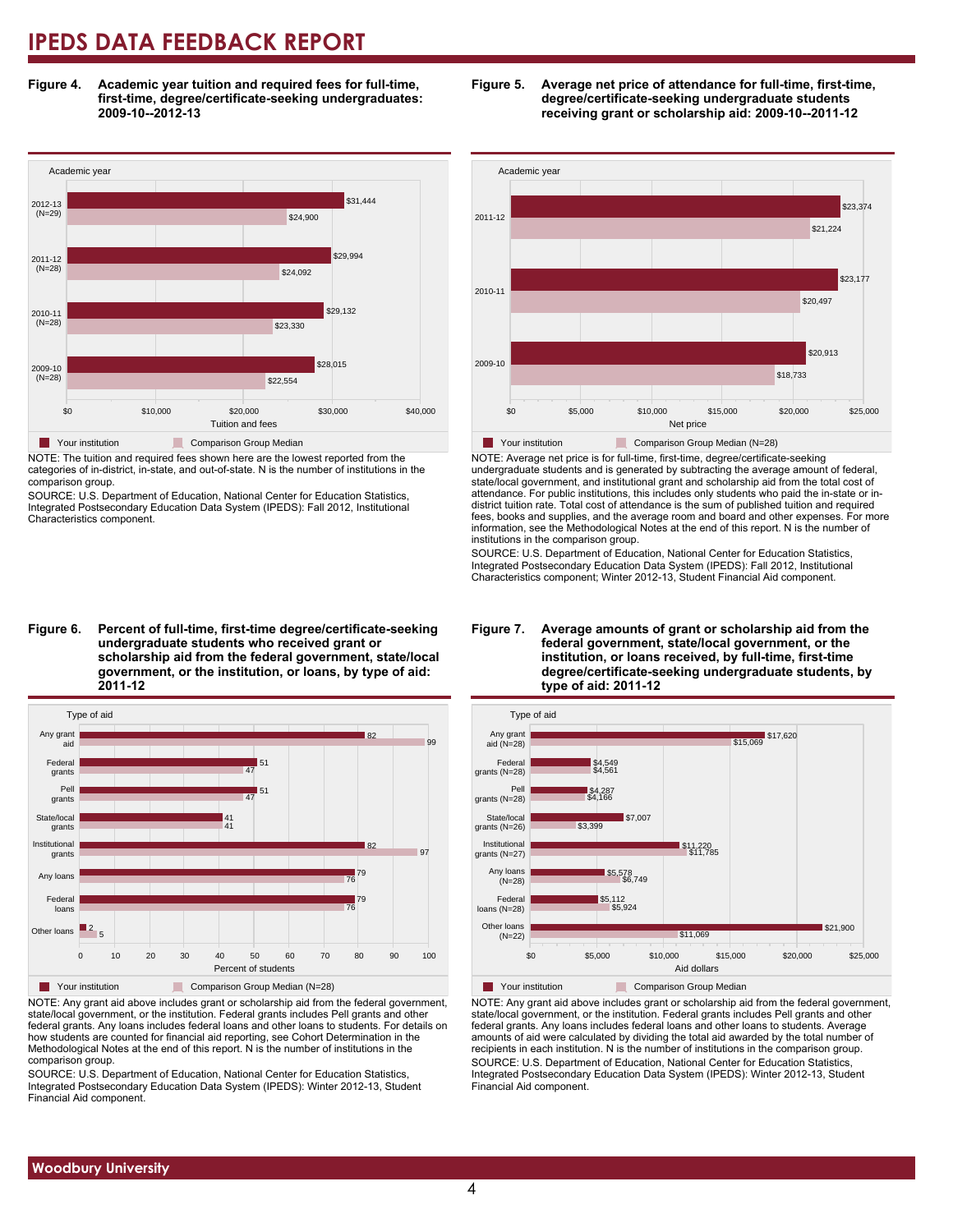# IPEDS DATA FEEDBACK REPORT

**Figure 4. Academic year tuition and required fees for full-time, first-time, degree/certificate-seeking undergraduates: 2009-10--2012-13**

| Academic year | Your institution | Comparison Group Median |
|---|---|---|
| 2012-13 (N=29) | $31,444 | $24,900 |
| 2011-12 (N=28) | $29,994 | $24,092 |
| 2010-11 (N=28) | $29,132 | $23,330 |
| 2009-10 (N=28) | $28,015 | $22,554 |

NOTE: The tuition and required fees shown here are the lowest reported from the categories of in-district, in-state, and out-of-state. N is the number of institutions in the comparison group.

SOURCE: U.S. Department of Education, National Center for Education Statistics, Integrated Postsecondary Education Data System (IPEDS): Fall 2012, Institutional Characteristics component.

**Figure 5. Average net price of attendance for full-time, first-time, degree/certificate-seeking undergraduate students receiving grant or scholarship aid: 2009-10--2011-12**

| Academic year | Your institution | Comparison Group Median (N=28) |
|---|---|---|
| 2011-12 | $23,374 | $21,224 |
| 2010-11 | $23,177 | $20,497 |
| 2009-10 | $20,913 | $18,733 |

NOTE: Average net price is for full-time, first-time, degree/certificate-seeking undergraduate students and is generated by subtracting the average amount of federal, state/local government, and institutional grant and scholarship aid from the total cost of attendance. For public institutions, this includes only students who paid the in-state or in-district tuition rate. Total cost of attendance is the sum of published tuition and required fees, books and supplies, and the average room and board and other expenses. For more information, see the Methodological Notes at the end of this report. N is the number of institutions in the comparison group.

SOURCE: U.S. Department of Education, National Center for Education Statistics, Integrated Postsecondary Education Data System (IPEDS): Fall 2012, Institutional Characteristics component; Winter 2012-13, Student Financial Aid component.

**Figure 6. Percent of full-time, first-time degree/certificate-seeking undergraduate students who received grant or scholarship aid from the federal government, state/local government, or the institution, or loans, by type of aid: 2011-12**

| Type of aid | Your institution | Comparison Group Median (N=28) |
|---|---|---|
| Any grant aid | 82 | 99 |
| Federal grants | 51 | 47 |
| Pell grants | 51 | 47 |
| State/local grants | 41 | 41 |
| Institutional grants | 82 | 97 |
| Any loans | 79 | 76 |
| Federal loans | 79 | 76 |
| Other loans | 2 | 5 |

NOTE: Any grant aid above includes grant or scholarship aid from the federal government, state/local government, or the institution. Federal grants includes Pell grants and other federal grants. Any loans includes federal loans and other loans to students. For details on how students are counted for financial aid reporting, see Cohort Determination in the Methodological Notes at the end of this report. N is the number of institutions in the comparison group.

SOURCE: U.S. Department of Education, National Center for Education Statistics, Integrated Postsecondary Education Data System (IPEDS): Winter 2012-13, Student Financial Aid component.

**Figure 7. Average amounts of grant or scholarship aid from the federal government, state/local government, or the institution, or loans received, by full-time, first-time degree/certificate-seeking undergraduate students, by type of aid: 2011-12**

| Type of aid | Your institution | Comparison Group Median |
|---|---|---|
| Any grant aid (N=28) | $17,620 | $15,069 |
| Federal grants (N=28) | $4,549 | $4,561 |
| Pell grants (N=28) | $4,287 | $4,166 |
| State/local grants (N=26) | $7,007 | $3,399 |
| Institutional grants (N=27) | $11,220 | $11,785 |
| Any loans (N=28) | $5,578 | $6,749 |
| Federal loans (N=28) | $5,112 | $5,924 |
| Other loans (N=22) | $21,900 | $11,069 |

NOTE: Any grant aid above includes grant or scholarship aid from the federal government, state/local government, or the institution. Federal grants includes Pell grants and other federal grants. Any loans includes federal loans and other loans to students. Average amounts of aid were calculated by dividing the total aid awarded by the total number of recipients in each institution. N is the number of institutions in the comparison group.

SOURCE: U.S. Department of Education, National Center for Education Statistics, Integrated Postsecondary Education Data System (IPEDS): Winter 2012-13, Student Financial Aid component.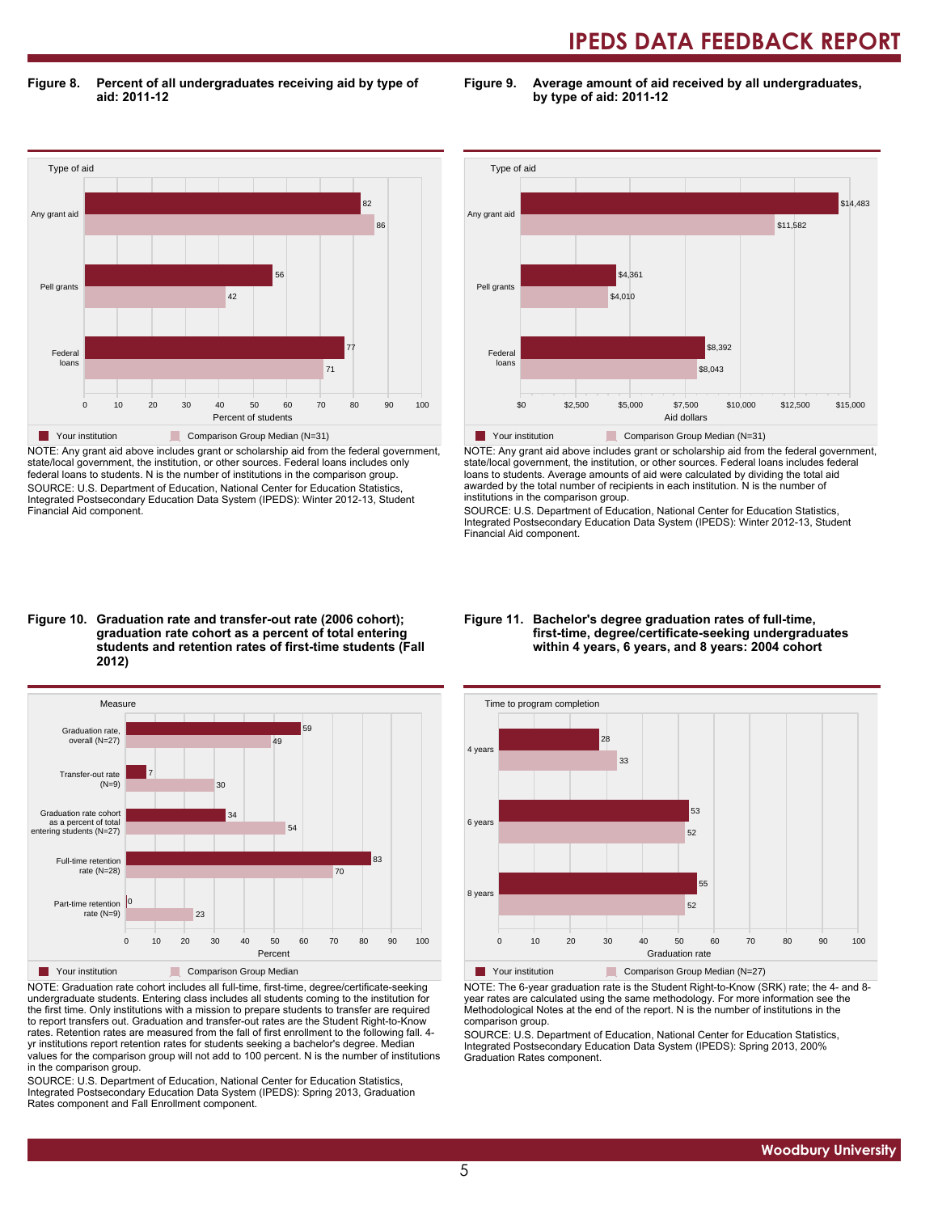**Figure 8. Percent of all undergraduates receiving aid by type of aid: 2011-12**

| Type of aid | Your institution | Comparison Group Median (N=31) |
|---|---|---|
| Any grant aid | 82 | 86 |
| Pell grants | 56 | 42 |
| Federal loans | 77 | 71 |

Percent of students

NOTE: Any grant aid above includes grant or scholarship aid from the federal government, state/local government, the institution, or other sources. Federal loans includes only federal loans to students. N is the number of institutions in the comparison group.
SOURCE: U.S. Department of Education, National Center for Education Statistics, Integrated Postsecondary Education Data System (IPEDS): Winter 2012-13, Student Financial Aid component.

**Figure 9. Average amount of aid received by all undergraduates, by type of aid: 2011-12**

| Type of aid | Your institution | Comparison Group Median (N=31) |
|---|---|---|
| Any grant aid | $14,483 | $11,582 |
| Pell grants | $4,361 | $4,010 |
| Federal loans | $8,392 | $8,043 |

Aid dollars

NOTE: Any grant aid above includes grant or scholarship aid from the federal government, state/local government, the institution, or other sources. Federal loans includes federal loans to students. Average amounts of aid were calculated by dividing the total aid awarded by the total number of recipients in each institution. N is the number of institutions in the comparison group.
SOURCE: U.S. Department of Education, National Center for Education Statistics, Integrated Postsecondary Education Data System (IPEDS): Winter 2012-13, Student Financial Aid component.

**Figure 10. Graduation rate and transfer-out rate (2006 cohort); graduation rate cohort as a percent of total entering students and retention rates of first-time students (Fall 2012)**

| Measure | Your institution | Comparison Group Median |
|---|---|---|
| Graduation rate, overall (N=27) | 59 | 49 |
| Transfer-out rate (N=9) | 7 | 30 |
| Graduation rate cohort as a percent of total entering students (N=27) | 34 | 54 |
| Full-time retention rate (N=28) | 83 | 70 |
| Part-time retention rate (N=9) | 0 | 23 |

Percent

NOTE: Graduation rate cohort includes all full-time, first-time, degree/certificate-seeking undergraduate students. Entering class includes all students coming to the institution for the first time. Only institutions with a mission to prepare students to transfer are required to report transfers out. Graduation and transfer-out rates are the Student Right-to-Know rates. Retention rates are measured from the fall of first enrollment to the following fall. 4-yr institutions report retention rates for students seeking a bachelor's degree. Median values for the comparison group will not add to 100 percent. N is the number of institutions in the comparison group.
SOURCE: U.S. Department of Education, National Center for Education Statistics, Integrated Postsecondary Education Data System (IPEDS): Spring 2013, Graduation Rates component and Fall Enrollment component.

**Figure 11. Bachelor's degree graduation rates of full-time, first-time, degree/certificate-seeking undergraduates within 4 years, 6 years, and 8 years: 2004 cohort**

| Time to program completion | Your institution | Comparison Group Median (N=27) |
|---|---|---|
| 4 years | 28 | 33 |
| 6 years | 53 | 52 |
| 8 years | 55 | 52 |

Graduation rate

NOTE: The 6-year graduation rate is the Student Right-to-Know (SRK) rate; the 4- and 8-year rates are calculated using the same methodology. For more information see the Methodological Notes at the end of the report. N is the number of institutions in the comparison group.
SOURCE: U.S. Department of Education, National Center for Education Statistics, Integrated Postsecondary Education Data System (IPEDS): Spring 2013, 200% Graduation Rates component.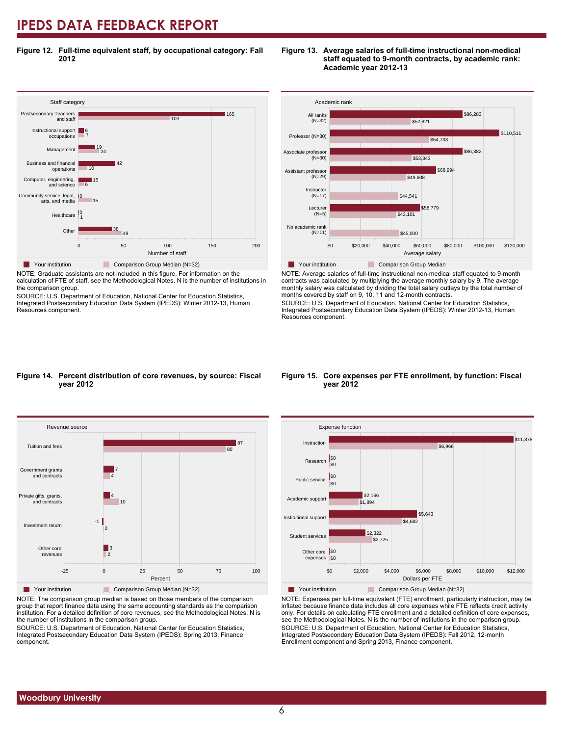# IPEDS DATA FEEDBACK REPORT

**Figure 12. Full-time equivalent staff, by occupational category: Fall 2012**

| Staff category | Your institution | Comparison Group Median (N=32) |
|---|---|---|
| Postsecondary Teachers and staff | 165 | 103 |
| Instructional support occupations | 6 | 7 |
| Management | 19 | 24 |
| Business and financial operations | 42 | 10 |
| Computer, engineering, and science | 15 | 6 |
| Community service, legal, arts, and media | 0 | 15 |
| Healthcare | 0 | 1 |
| Other | 38 | 49 |

Number of staff

NOTE: Graduate assistants are not included in this figure. For information on the calculation of FTE of staff, see the Methodological Notes. N is the number of institutions in the comparison group.

SOURCE: U.S. Department of Education, National Center for Education Statistics, Integrated Postsecondary Education Data System (IPEDS): Winter 2012-13, Human Resources component.

**Figure 13. Average salaries of full-time instructional non-medical staff equated to 9-month contracts, by academic rank: Academic year 2012-13**

| Academic rank | Your institution | Comparison Group Median |
|---|---|---|
| All ranks (N=32) | $86,283 | $52,821 |
| Professor (N=30) | $110,511 | $64,733 |
| Associate professor (N=30) | $86,382 | $53,343 |
| Assistant professor (N=29) | $68,994 | $49,608 |
| Instructor (N=17) | | $44,541 |
| Lecturer (N=5) | $58,779 | $43,101 |
| No academic rank (N=11) | | $45,000 |

Average salary

NOTE: Average salaries of full-time instructional non-medical staff equated to 9-month contracts was calculated by multiplying the average monthly salary by 9. The average monthly salary was calculated by dividing the total salary outlays by the total number of months covered by staff on 9, 10, 11 and 12-month contracts.

SOURCE: U.S. Department of Education, National Center for Education Statistics, Integrated Postsecondary Education Data System (IPEDS): Winter 2012-13, Human Resources component.

**Figure 14. Percent distribution of core revenues, by source: Fiscal year 2012**

| Revenue source | Your institution | Comparison Group Median (N=32) |
|---|---|---|
| Tuition and fees | 87 | 80 |
| Government grants and contracts | 7 | 4 |
| Private gifts, grants, and contracts | 4 | 10 |
| Investment return | -1 | 0 |
| Other core revenues | 3 | 2 |

Percent

NOTE: The comparison group median is based on those members of the comparison group that report finance data using the same accounting standards as the comparison institution. For a detailed definition of core revenues, see the Methodological Notes. N is the number of institutions in the comparison group.

SOURCE: U.S. Department of Education, National Center for Education Statistics, Integrated Postsecondary Education Data System (IPEDS): Spring 2013, Finance component.

**Figure 15. Core expenses per FTE enrollment, by function: Fiscal year 2012**

| Expense function | Your institution | Comparison Group Median (N=32) |
|---|---|---|
| Instruction | $11,878 | $6,966 |
| Research | $0 | $0 |
| Public service | $0 | $0 |
| Academic support | $2,166 | $1,894 |
| Institutional support | $5,643 | $4,682 |
| Student services | $2,322 | $2,725 |
| Other core expenses | $0 | $0 |

Dollars per FTE

NOTE: Expenses per full-time equivalent (FTE) enrollment, particularly instruction, may be inflated because finance data includes all core expenses while FTE reflects credit activity only. For details on calculating FTE enrollment and a detailed definition of core expenses, see the Methodological Notes. N is the number of institutions in the comparison group.

SOURCE: U.S. Department of Education, National Center for Education Statistics, Integrated Postsecondary Education Data System (IPEDS): Fall 2012, 12-month Enrollment component and Spring 2013, Finance component.

Woodbury University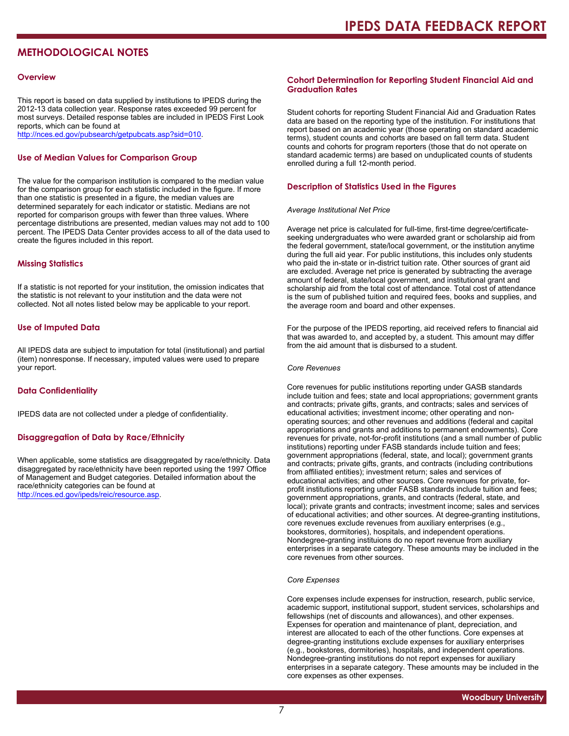# METHODOLOGICAL NOTES

## Overview

This report is based on data supplied by institutions to IPEDS during the 2012-13 data collection year. Response rates exceeded 99 percent for most surveys. Detailed response tables are included in IPEDS First Look reports, which can be found at http://nces.ed.gov/pubsearch/getpubcats.asp?sid=010.

## Use of Median Values for Comparison Group

The value for the comparison institution is compared to the median value for the comparison group for each statistic included in the figure. If more than one statistic is presented in a figure, the median values are determined separately for each indicator or statistic. Medians are not reported for comparison groups with fewer than three values. Where percentage distributions are presented, median values may not add to 100 percent. The IPEDS Data Center provides access to all of the data used to create the figures included in this report.

## Missing Statistics

If a statistic is not reported for your institution, the omission indicates that the statistic is not relevant to your institution and the data were not collected. Not all notes listed below may be applicable to your report.

## Use of Imputed Data

All IPEDS data are subject to imputation for total (institutional) and partial (item) nonresponse. If necessary, imputed values were used to prepare your report.

## Data Confidentiality

IPEDS data are not collected under a pledge of confidentiality.

## Disaggregation of Data by Race/Ethnicity

When applicable, some statistics are disaggregated by race/ethnicity. Data disaggregated by race/ethnicity have been reported using the 1997 Office of Management and Budget categories. Detailed information about the race/ethnicity categories can be found at http://nces.ed.gov/ipeds/reic/resource.asp.

## Cohort Determination for Reporting Student Financial Aid and Graduation Rates

Student cohorts for reporting Student Financial Aid and Graduation Rates data are based on the reporting type of the institution. For institutions that report based on an academic year (those operating on standard academic terms), student counts and cohorts are based on fall term data. Student counts and cohorts for program reporters (those that do not operate on standard academic terms) are based on unduplicated counts of students enrolled during a full 12-month period.

## Description of Statistics Used in the Figures

*Average Institutional Net Price*

Average net price is calculated for full-time, first-time degree/certificate-seeking undergraduates who were awarded grant or scholarship aid from the federal government, state/local government, or the institution anytime during the full aid year. For public institutions, this includes only students who paid the in-state or in-district tuition rate. Other sources of grant aid are excluded. Average net price is generated by subtracting the average amount of federal, state/local government, and institutional grant and scholarship aid from the total cost of attendance. Total cost of attendance is the sum of published tuition and required fees, books and supplies, and the average room and board and other expenses.

For the purpose of the IPEDS reporting, aid received refers to financial aid that was awarded to, and accepted by, a student. This amount may differ from the aid amount that is disbursed to a student.

*Core Revenues*

Core revenues for public institutions reporting under GASB standards include tuition and fees; state and local appropriations; government grants and contracts; private gifts, grants, and contracts; sales and services of educational activities; investment income; other operating and non-operating sources; and other revenues and additions (federal and capital appropriations and grants and additions to permanent endowments). Core revenues for private, not-for-profit institutions (and a small number of public institutions) reporting under FASB standards include tuition and fees; government appropriations (federal, state, and local); government grants and contracts; private gifts, grants, and contracts (including contributions from affiliated entities); investment return; sales and services of educational activities; and other sources. Core revenues for private, for-profit institutions reporting under FASB standards include tuition and fees; government appropriations, grants, and contracts (federal, state, and local); private grants and contracts; investment income; sales and services of educational activities; and other sources. At degree-granting institutions, core revenues exclude revenues from auxiliary enterprises (e.g., bookstores, dormitories), hospitals, and independent operations. Nondegree-granting instituions do no report revenue from auxiliary enterprises in a separate category. These amounts may be included in the core revenues from other sources.

*Core Expenses*

Core expenses include expenses for instruction, research, public service, academic support, institutional support, student services, scholarships and fellowships (net of discounts and allowances), and other expenses. Expenses for operation and maintenance of plant, depreciation, and interest are allocated to each of the other functions. Core expenses at degree-granting institutions exclude expenses for auxiliary enterprises (e.g., bookstores, dormitories), hospitals, and independent operations. Nondegree-granting institutions do not report expenses for auxiliary enterprises in a separate category. These amounts may be included in the core expenses as other expenses.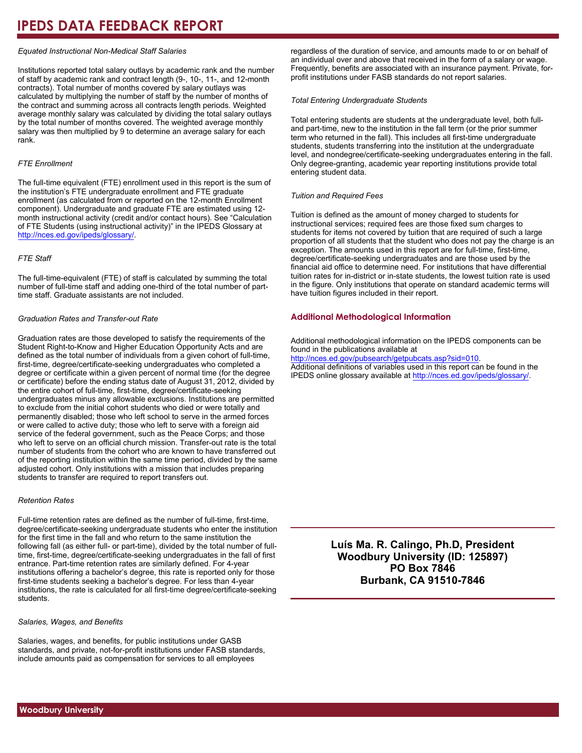*Equated Instructional Non-Medical Staff Salaries*

Institutions reported total salary outlays by academic rank and the number of staff by academic rank and contract length (9-, 10-, 11-, and 12-month contracts). Total number of months covered by salary outlays was calculated by multiplying the number of staff by the number of months of the contract and summing across all contracts length periods. Weighted average monthly salary was calculated by dividing the total salary outlays by the total number of months covered. The weighted average monthly salary was then multiplied by 9 to determine an average salary for each rank.

*FTE Enrollment*

The full-time equivalent (FTE) enrollment used in this report is the sum of the institution's FTE undergraduate enrollment and FTE graduate enrollment (as calculated from or reported on the 12-month Enrollment component). Undergraduate and graduate FTE are estimated using 12-month instructional activity (credit and/or contact hours). See "Calculation of FTE Students (using instructional activity)" in the IPEDS Glossary at http://nces.ed.gov/ipeds/glossary/.

*FTE Staff*

The full-time-equivalent (FTE) of staff is calculated by summing the total number of full-time staff and adding one-third of the total number of part-time staff. Graduate assistants are not included.

*Graduation Rates and Transfer-out Rate*

Graduation rates are those developed to satisfy the requirements of the Student Right-to-Know and Higher Education Opportunity Acts and are defined as the total number of individuals from a given cohort of full-time, first-time, degree/certificate-seeking undergraduates who completed a degree or certificate within a given percent of normal time (for the degree or certificate) before the ending status date of August 31, 2012, divided by the entire cohort of full-time, first-time, degree/certificate-seeking undergraduates minus any allowable exclusions. Institutions are permitted to exclude from the initial cohort students who died or were totally and permanently disabled; those who left school to serve in the armed forces or were called to active duty; those who left to serve with a foreign aid service of the federal government, such as the Peace Corps; and those who left to serve on an official church mission. Transfer-out rate is the total number of students from the cohort who are known to have transferred out of the reporting institution within the same time period, divided by the same adjusted cohort. Only institutions with a mission that includes preparing students to transfer are required to report transfers out.

*Retention Rates*

Full-time retention rates are defined as the number of full-time, first-time, degree/certificate-seeking undergraduate students who enter the institution for the first time in the fall and who return to the same institution the following fall (as either full- or part-time), divided by the total number of full-time, first-time, degree/certificate-seeking undergraduates in the fall of first entrance. Part-time retention rates are similarly defined. For 4-year institutions offering a bachelor's degree, this rate is reported only for those first-time students seeking a bachelor's degree. For less than 4-year institutions, the rate is calculated for all first-time degree/certificate-seeking students.

*Salaries, Wages, and Benefits*

Salaries, wages, and benefits, for public institutions under GASB standards, and private, not-for-profit institutions under FASB standards, include amounts paid as compensation for services to all employees regardless of the duration of service, and amounts made to or on behalf of an individual over and above that received in the form of a salary or wage. Frequently, benefits are associated with an insurance payment. Private, for-profit institutions under FASB standards do not report salaries.

*Total Entering Undergraduate Students*

Total entering students are students at the undergraduate level, both full- and part-time, new to the institution in the fall term (or the prior summer term who returned in the fall). This includes all first-time undergraduate students, students transferring into the institution at the undergraduate level, and nondegree/certificate-seeking undergraduates entering in the fall. Only degree-granting, academic year reporting institutions provide total entering student data.

*Tuition and Required Fees*

Tuition is defined as the amount of money charged to students for instructional services; required fees are those fixed sum charges to students for items not covered by tuition that are required of such a large proportion of all students that the student who does not pay the charge is an exception. The amounts used in this report are for full-time, first-time, degree/certificate-seeking undergraduates and are those used by the financial aid office to determine need. For institutions that have differential tuition rates for in-district or in-state students, the lowest tuition rate is used in the figure. Only institutions that operate on standard academic terms will have tuition figures included in their report.

## Additional Methodological Information

Additional methodological information on the IPEDS components can be found in the publications available at http://nces.ed.gov/pubsearch/getpubcats.asp?sid=010.
Additional definitions of variables used in this report can be found in the IPEDS online glossary available at http://nces.ed.gov/ipeds/glossary/.

**Luís Ma. R. Calingo, Ph.D, President**
**Woodbury University (ID: 125897)**
**PO Box 7846**
**Burbank, CA 91510-7846**